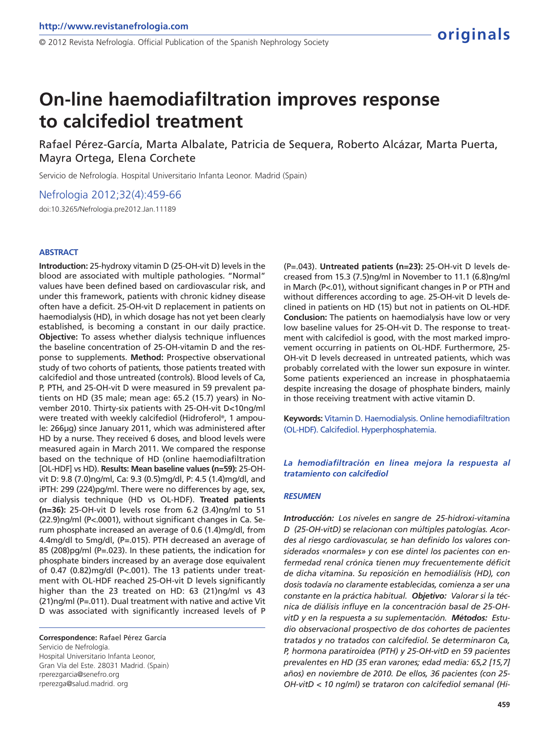# On-line haemodiafiltration improves response to calcifediol treatment

Rafael Pérez-García, Marta Albalate, Patricia de Sequera, Roberto Alcázar, Marta Puerta, Mayra Ortega, Elena Corchete

Servicio de Nefrología. Hospital Universitario Infanta Leonor. Madrid (Spain)

Nefrologia 2012;32(4):459-66

doi:10.3265/Nefrologia.pre2012.Jan.11189

### ABSTRACT

**Introduction:** 25-hydroxy vitamin D (25-OH-vit D) levels in the blood are associated with multiple pathologies. "Normal" values have been defined based on cardiovascular risk, and under this framework, patients with chronic kidney disease often have a deficit. 25-OH-vit D replacement in patients on haemodialysis (HD), in which dosage has not yet been clearly established, is becoming a constant in our daily practice. **Objective:** To assess whether dialysis technique influences the baseline concentration of 25-OH-vitamin D and the response to supplements. **Method:** Prospective observational study of two cohorts of patients, those patients treated with calcifediol and those untreated (controls). Blood levels of Ca, P, PTH, and 25-OH-vit D were measured in 59 prevalent patients on HD (35 male; mean age: 65.2 (15.7) years) in November 2010. Thirty-six patients with 25-OH-vit D<10ng/ml were treated with weekly calcifediol (Hidroferol®, 1 ampoule: 266µg) since January 2011, which was administered after HD by a nurse. They received 6 doses, and blood levels were measured again in March 2011. We compared the response based on the technique of HD (online haemodiafiltration [OL-HDF] vs HD). **Results: Mean baseline values (n=59):** 25-OH-vit D: 9.8 (7.0)ng/ml, Ca: 9.3 (0.5)mg/dl, P: 4.5 (1.4)mg/dl, and iPTH: 299 (224)pg/ml. There were no differences by age, sex, or dialysis technique (HD vs OL-HDF). **Treated patients (n=36):** 25-OH-vit D levels rose from 6.2 (3.4)ng/ml to 51 (22.9)ng/ml (P<.0001), without significant changes in Ca. Serum phosphate increased an average of 0.6 (1.4)mg/dl, from 4.4mg/dl to 5mg/dl, (P=.015). PTH decreased an average of 85 (208)pg/ml (P=.023). In these patients, the indication for phosphate binders increased by an average dose equivalent of 0.47 (0.82)mg/dl (P<.001). The 13 patients under treatment with OL-HDF reached 25-OH-vit D levels significantly higher than the 23 treated on HD: 63 (21)ng/ml vs 43 (21)ng/ml (P=.011). Dual treatment with native and active Vit D was associated with significantly increased levels of P (P=.043). **Untreated patients (n=23):** 25-OH-vit D levels decreased from 15.3 (7.5)ng/ml in November to 11.1 (6.8)ng/ml in March (P<.01), without significant changes in P or PTH and without differences according to age. 25-OH-vit D levels declined in patients on HD (15) but not in patients on OL-HDF. **Conclusion:** The patients on haemodialysis have low or very low baseline values for 25-OH-vit D. The response to treatment with calcifediol is good, with the most marked improvement occurring in patients on OL-HDF. Furthermore, 25-OH-vit D levels decreased in untreated patients, which was probably correlated with the lower sun exposure in winter. Some patients experienced an increase in phosphataemia despite increasing the dosage of phosphate binders, mainly in those receiving treatment with active vitamin D.

**Keywords:** Vitamin D. Haemodialysis. Online hemodiafiltration (OL-HDF). Calcifediol. Hyperphosphatemia.

**Correspondence:** Rafael Pérez García
Servicio de Nefrología.
Hospital Universitario Infanta Leonor,
Gran Vía del Este. 28031 Madrid. (Spain)
rperezgarcia@senefro.org
rperezga@salud.madrid. org

### *La hemodiafiltración en línea mejora la respuesta al tratamiento con calcifediol*

### *RESUMEN*

***Introducción:*** *Los niveles en sangre de 25-hidroxi-vitamina D (25-OH-vitD) se relacionan con múltiples patologías. Acordes al riesgo cardiovascular, se han definido los valores considerados «normales» y con ese dintel los pacientes con enfermedad renal crónica tienen muy frecuentemente déficit de dicha vitamina. Su reposición en hemodiálisis (HD), con dosis todavía no claramente establecidas, comienza a ser una constante en la práctica habitual.* ***Objetivo:*** *Valorar si la técnica de diálisis influye en la concentración basal de 25-OH-vitD y en la respuesta a su suplementación.* ***Métodos:*** *Estudio observacional prospectivo de dos cohortes de pacientes tratados y no tratados con calcifediol. Se determinaron Ca, P, hormona paratiroidea (PTH) y 25-OH-vitD en 59 pacientes prevalentes en HD (35 eran varones; edad media: 65,2 [15,7] años) en noviembre de 2010. De ellos, 36 pacientes (con 25-OH-vitD < 10 ng/ml) se trataron con calcifediol semanal (Hi-*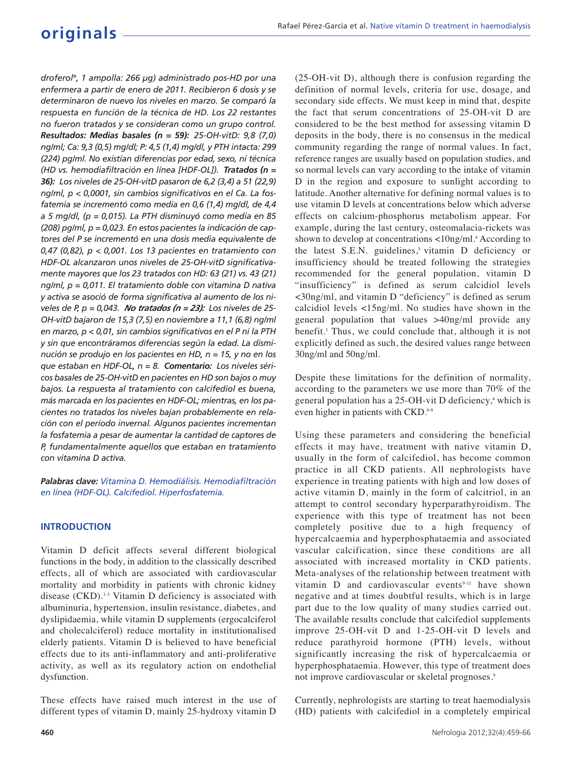*droferol®, 1 ampolla: 266 µg) administrado pos-HD por una enfermera a partir de enero de 2011. Recibieron 6 dosis y se determinaron de nuevo los niveles en marzo. Se comparó la respuesta en función de la técnica de HD. Los 22 restantes no fueron tratados y se consideran como un grupo control.* ***Resultados: Medias basales (n = 59):*** *25-OH-vitD: 9,8 (7,0) ng/ml; Ca: 9,3 (0,5) mg/dl; P: 4,5 (1,4) mg/dl, y PTH intacta: 299 (224) pg/ml. No existían diferencias por edad, sexo, ni técnica (HD vs. hemodiafiltración en línea [HDF-OL]).* ***Tratados (n = 36):*** *Los niveles de 25-OH-vitD pasaron de 6,2 (3,4) a 51 (22,9) ng/ml, p < 0,0001, sin cambios significativos en el Ca. La fosfatemia se incrementó como media en 0,6 (1,4) mg/dl, de 4,4 a 5 mg/dl, (p = 0,015). La PTH disminuyó como media en 85 (208) pg/ml, p = 0,023. En estos pacientes la indicación de captores del P se incrementó en una dosis media equivalente de 0,47 (0,82), p < 0,001. Los 13 pacientes en tratamiento con HDF-OL alcanzaron unos niveles de 25-OH-vitD significativamente mayores que los 23 tratados con HD: 63 (21) vs. 43 (21) ng/ml, p = 0,011. El tratamiento doble con vitamina D nativa y activa se asoció de forma significativa al aumento de los niveles de P, p = 0,043.* ***No tratados (n = 23):*** *Los niveles de 25-OH-vitD bajaron de 15,3 (7,5) en noviembre a 11,1 (6,8) ng/ml en marzo, p < 0,01, sin cambios significativos en el P ni la PTH y sin que encontráramos diferencias según la edad. La disminución se produjo en los pacientes en HD, n = 15, y no en los que estaban en HDF-OL, n = 8.* ***Comentario:*** *Los niveles séricos basales de 25-OH-vitD en pacientes en HD son bajos o muy bajos. La respuesta al tratamiento con calcifediol es buena, más marcada en los pacientes en HDF-OL; mientras, en los pacientes no tratados los niveles bajan probablemente en relación con el período invernal. Algunos pacientes incrementan la fosfatemia a pesar de aumentar la cantidad de captores de P, fundamentalmente aquellos que estaban en tratamiento con vitamina D activa.*

***Palabras clave:*** *Vitamina D. Hemodiálisis. Hemodiafiltración en línea (HDF-OL). Calcifediol. Hiperfosfatemia.*

## INTRODUCTION

Vitamin D deficit affects several different biological functions in the body, in addition to the classically described effects, all of which are associated with cardiovascular mortality and morbidity in patients with chronic kidney disease (CKD).[1-3] Vitamin D deficiency is associated with albuminuria, hypertension, insulin resistance, diabetes, and dyslipidaemia, while vitamin D supplements (ergocalciferol and cholecalciferol) reduce mortality in institutionalised elderly patients. Vitamin D is believed to have beneficial effects due to its anti-inflammatory and anti-proliferative activity, as well as its regulatory action on endothelial dysfunction.

These effects have raised much interest in the use of different types of vitamin D, mainly 25-hydroxy vitamin D (25-OH-vit D), although there is confusion regarding the definition of normal levels, criteria for use, dosage, and secondary side effects. We must keep in mind that, despite the fact that serum concentrations of 25-OH-vit D are considered to be the best method for assessing vitamin D deposits in the body, there is no consensus in the medical community regarding the range of normal values. In fact, reference ranges are usually based on population studies, and so normal levels can vary according to the intake of vitamin D in the region and exposure to sunlight according to latitude. Another alternative for defining normal values is to use vitamin D levels at concentrations below which adverse effects on calcium-phosphorus metabolism appear. For example, during the last century, osteomalacia-rickets was shown to develop at concentrations <10ng/ml.[4] According to the latest S.E.N. guidelines,[5] vitamin D deficiency or insufficiency should be treated following the strategies recommended for the general population, vitamin D "insufficiency" is defined as serum calcidiol levels <30ng/ml, and vitamin D "deficiency" is defined as serum calcidiol levels <15ng/ml. No studies have shown in the general population that values >40ng/ml provide any benefit.[1] Thus, we could conclude that, although it is not explicitly defined as such, the desired values range between 30ng/ml and 50ng/ml.

Despite these limitations for the definition of normality, according to the parameters we use more than 70% of the general population has a 25-OH-vit D deficiency,[4] which is even higher in patients with CKD.[6-8]

Using these parameters and considering the beneficial effects it may have, treatment with native vitamin D, usually in the form of calcifediol, has become common practice in all CKD patients. All nephrologists have experience in treating patients with high and low doses of active vitamin D, mainly in the form of calcitriol, in an attempt to control secondary hyperparathyroidism. The experience with this type of treatment has not been completely positive due to a high frequency of hypercalcaemia and hyperphosphataemia and associated vascular calcification, since these conditions are all associated with increased mortality in CKD patients. Meta-analyses of the relationship between treatment with vitamin D and cardiovascular events[9-11] have shown negative and at times doubtful results, which is in large part due to the low quality of many studies carried out. The available results conclude that calcifediol supplements improve 25-OH-vit D and 1-25-OH-vit D levels and reduce parathyroid hormone (PTH) levels, without significantly increasing the risk of hypercalcaemia or hyperphosphataemia. However, this type of treatment does not improve cardiovascular or skeletal prognoses.[9]

Currently, nephrologists are starting to treat haemodialysis (HD) patients with calcifediol in a completely empirical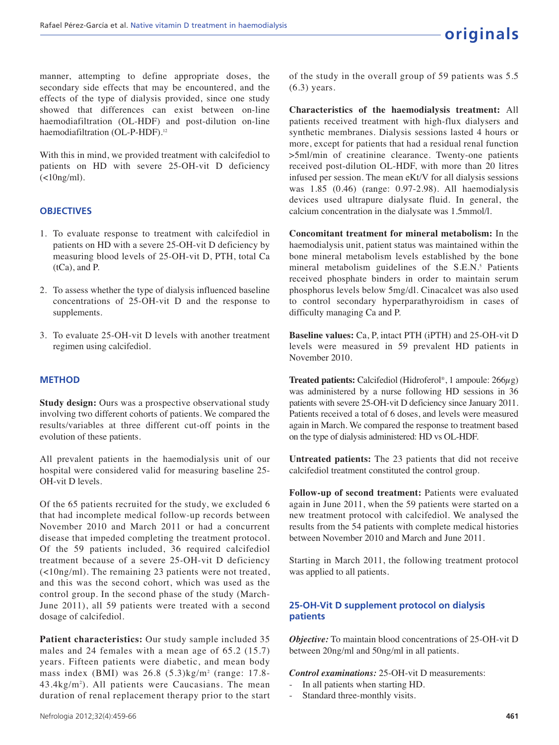manner, attempting to define appropriate doses, the secondary side effects that may be encountered, and the effects of the type of dialysis provided, since one study showed that differences can exist between on-line haemodiafiltration (OL-HDF) and post-dilution on-line haemodiafiltration (OL-P-HDF).[12]

With this in mind, we provided treatment with calcifediol to patients on HD with severe 25-OH-vit D deficiency (<10ng/ml).

## OBJECTIVES

1. To evaluate response to treatment with calcifediol in patients on HD with a severe 25-OH-vit D deficiency by measuring blood levels of 25-OH-vit D, PTH, total Ca (tCa), and P.

2. To assess whether the type of dialysis influenced baseline concentrations of 25-OH-vit D and the response to supplements.

3. To evaluate 25-OH-vit D levels with another treatment regimen using calcifediol.

## METHOD

**Study design:** Ours was a prospective observational study involving two different cohorts of patients. We compared the results/variables at three different cut-off points in the evolution of these patients.

All prevalent patients in the haemodialysis unit of our hospital were considered valid for measuring baseline 25-OH-vit D levels.

Of the 65 patients recruited for the study, we excluded 6 that had incomplete medical follow-up records between November 2010 and March 2011 or had a concurrent disease that impeded completing the treatment protocol. Of the 59 patients included, 36 required calcifediol treatment because of a severe 25-OH-vit D deficiency (<10ng/ml). The remaining 23 patients were not treated, and this was the second cohort, which was used as the control group. In the second phase of the study (March-June 2011), all 59 patients were treated with a second dosage of calcifediol.

**Patient characteristics:** Our study sample included 35 males and 24 females with a mean age of 65.2 (15.7) years. Fifteen patients were diabetic, and mean body mass index (BMI) was 26.8 (5.3)kg/m$^2$ (range: 17.8-43.4kg/m$^2$). All patients were Caucasians. The mean duration of renal replacement therapy prior to the start of the study in the overall group of 59 patients was 5.5 (6.3) years.

**Characteristics of the haemodialysis treatment:** All patients received treatment with high-flux dialysers and synthetic membranes. Dialysis sessions lasted 4 hours or more, except for patients that had a residual renal function >5ml/min of creatinine clearance. Twenty-one patients received post-dilution OL-HDF, with more than 20 litres infused per session. The mean eKt/V for all dialysis sessions was 1.85 (0.46) (range: 0.97-2.98). All haemodialysis devices used ultrapure dialysate fluid. In general, the calcium concentration in the dialysate was 1.5mmol/l.

**Concomitant treatment for mineral metabolism:** In the haemodialysis unit, patient status was maintained within the bone mineral metabolism levels established by the bone mineral metabolism guidelines of the S.E.N.[5] Patients received phosphate binders in order to maintain serum phosphorus levels below 5mg/dl. Cinacalcet was also used to control secondary hyperparathyroidism in cases of difficulty managing Ca and P.

**Baseline values:** Ca, P, intact PTH (iPTH) and 25-OH-vit D levels were measured in 59 prevalent HD patients in November 2010.

**Treated patients:** Calcifediol (Hidroferol®, 1 ampoule: 266$\mu$g) was administered by a nurse following HD sessions in 36 patients with severe 25-OH-vit D deficiency since January 2011. Patients received a total of 6 doses, and levels were measured again in March. We compared the response to treatment based on the type of dialysis administered: HD vs OL-HDF.

**Untreated patients:** The 23 patients that did not receive calcifediol treatment constituted the control group.

**Follow-up of second treatment:** Patients were evaluated again in June 2011, when the 59 patients were started on a new treatment protocol with calcifediol. We analysed the results from the 54 patients with complete medical histories between November 2010 and March and June 2011.

Starting in March 2011, the following treatment protocol was applied to all patients.

### 25-OH-Vit D supplement protocol on dialysis patients

***Objective:*** To maintain blood concentrations of 25-OH-vit D between 20ng/ml and 50ng/ml in all patients.

***Control examinations:*** 25-OH-vit D measurements:

- In all patients when starting HD.
- Standard three-monthly visits.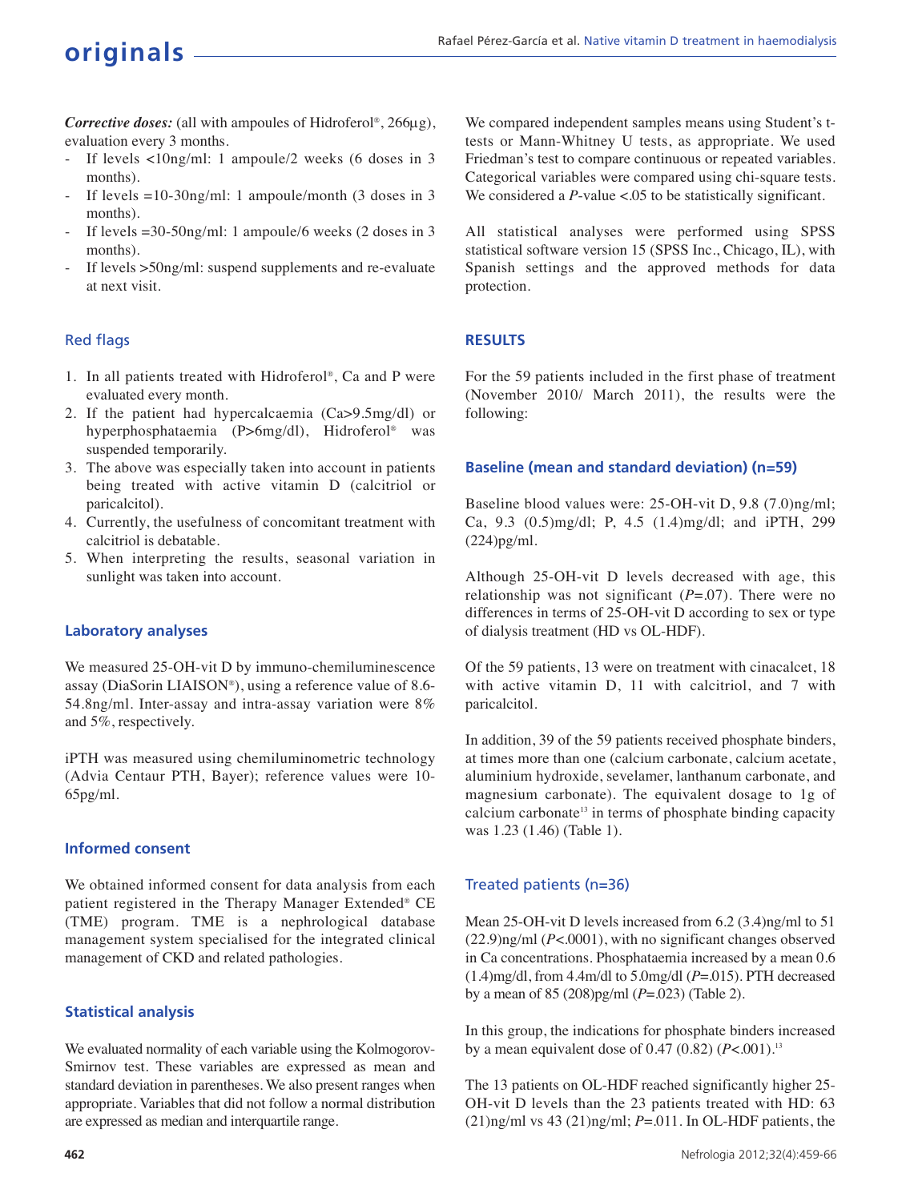***Corrective doses:*** (all with ampoules of Hidroferol®, 266µg), evaluation every 3 months.

- If levels <10ng/ml: 1 ampoule/2 weeks (6 doses in 3 months).
- If levels =10-30ng/ml: 1 ampoule/month (3 doses in 3 months).
- If levels =30-50ng/ml: 1 ampoule/6 weeks (2 doses in 3 months).
- If levels >50ng/ml: suspend supplements and re-evaluate at next visit.

### Red flags

1. In all patients treated with Hidroferol®, Ca and P were evaluated every month.
2. If the patient had hypercalcaemia (Ca>9.5mg/dl) or hyperphosphataemia (P>6mg/dl), Hidroferol® was suspended temporarily.
3. The above was especially taken into account in patients being treated with active vitamin D (calcitriol or paricalcitol).
4. Currently, the usefulness of concomitant treatment with calcitriol is debatable.
5. When interpreting the results, seasonal variation in sunlight was taken into account.

### Laboratory analyses

We measured 25-OH-vit D by immuno-chemiluminescence assay (DiaSorin LIAISON®), using a reference value of 8.6-54.8ng/ml. Inter-assay and intra-assay variation were 8% and 5%, respectively.

iPTH was measured using chemiluminometric technology (Advia Centaur PTH, Bayer); reference values were 10-65pg/ml.

### Informed consent

We obtained informed consent for data analysis from each patient registered in the Therapy Manager Extended® CE (TME) program. TME is a nephrological database management system specialised for the integrated clinical management of CKD and related pathologies.

### Statistical analysis

We evaluated normality of each variable using the Kolmogorov-Smirnov test. These variables are expressed as mean and standard deviation in parentheses. We also present ranges when appropriate. Variables that did not follow a normal distribution are expressed as median and interquartile range.

We compared independent samples means using Student's t-tests or Mann-Whitney U tests, as appropriate. We used Friedman's test to compare continuous or repeated variables. Categorical variables were compared using chi-square tests. We considered a *P*-value <.05 to be statistically significant.

All statistical analyses were performed using SPSS statistical software version 15 (SPSS Inc., Chicago, IL), with Spanish settings and the approved methods for data protection.

## RESULTS

For the 59 patients included in the first phase of treatment (November 2010/ March 2011), the results were the following:

### Baseline (mean and standard deviation) (n=59)

Baseline blood values were: 25-OH-vit D, 9.8 (7.0)ng/ml; Ca, 9.3 (0.5)mg/dl; P, 4.5 (1.4)mg/dl; and iPTH, 299 (224)pg/ml.

Although 25-OH-vit D levels decreased with age, this relationship was not significant (*P*=.07). There were no differences in terms of 25-OH-vit D according to sex or type of dialysis treatment (HD vs OL-HDF).

Of the 59 patients, 13 were on treatment with cinacalcet, 18 with active vitamin D, 11 with calcitriol, and 7 with paricalcitol.

In addition, 39 of the 59 patients received phosphate binders, at times more than one (calcium carbonate, calcium acetate, aluminium hydroxide, sevelamer, lanthanum carbonate, and magnesium carbonate). The equivalent dosage to 1g of calcium carbonate[13] in terms of phosphate binding capacity was 1.23 (1.46) (Table 1).

### Treated patients (n=36)

Mean 25-OH-vit D levels increased from 6.2 (3.4)ng/ml to 51 (22.9)ng/ml (*P*<.0001), with no significant changes observed in Ca concentrations. Phosphataemia increased by a mean 0.6 (1.4)mg/dl, from 4.4m/dl to 5.0mg/dl (*P*=.015). PTH decreased by a mean of 85 (208)pg/ml (*P*=.023) (Table 2).

In this group, the indications for phosphate binders increased by a mean equivalent dose of 0.47 (0.82) (*P*<.001).[13]

The 13 patients on OL-HDF reached significantly higher 25-OH-vit D levels than the 23 patients treated with HD: 63 (21)ng/ml vs 43 (21)ng/ml; *P*=.011. In OL-HDF patients, the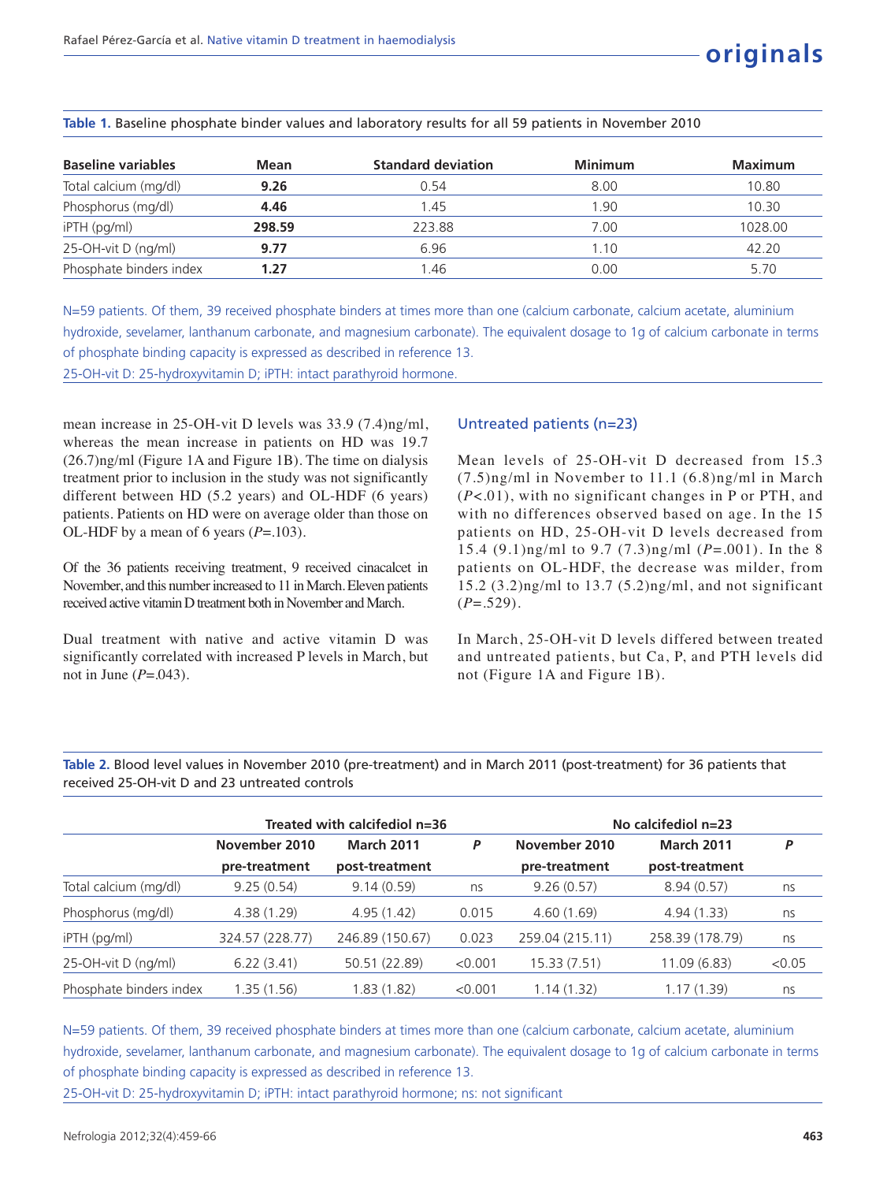**Table 1.** Baseline phosphate binder values and laboratory results for all 59 patients in November 2010

| Baseline variables | Mean | Standard deviation | Minimum | Maximum |
|---|---|---|---|---|
| Total calcium (mg/dl) | **9.26** | 0.54 | 8.00 | 10.80 |
| Phosphorus (mg/dl) | **4.46** | 1.45 | 1.90 | 10.30 |
| iPTH (pg/ml) | **298.59** | 223.88 | 7.00 | 1028.00 |
| 25-OH-vit D (ng/ml) | **9.77** | 6.96 | 1.10 | 42.20 |
| Phosphate binders index | **1.27** | 1.46 | 0.00 | 5.70 |

N=59 patients. Of them, 39 received phosphate binders at times more than one (calcium carbonate, calcium acetate, aluminium hydroxide, sevelamer, lanthanum carbonate, and magnesium carbonate). The equivalent dosage to 1g of calcium carbonate in terms of phosphate binding capacity is expressed as described in reference 13.

25-OH-vit D: 25-hydroxyvitamin D; iPTH: intact parathyroid hormone.

mean increase in 25-OH-vit D levels was 33.9 (7.4)ng/ml, whereas the mean increase in patients on HD was 19.7 (26.7)ng/ml (Figure 1A and Figure 1B). The time on dialysis treatment prior to inclusion in the study was not significantly different between HD (5.2 years) and OL-HDF (6 years) patients. Patients on HD were on average older than those on OL-HDF by a mean of 6 years ($P$=.103).

Of the 36 patients receiving treatment, 9 received cinacalcet in November, and this number increased to 11 in March. Eleven patients received active vitamin D treatment both in November and March.

Dual treatment with native and active vitamin D was significantly correlated with increased P levels in March, but not in June ($P$=.043).

### Untreated patients (n=23)

Mean levels of 25-OH-vit D decreased from 15.3 (7.5)ng/ml in November to 11.1 (6.8)ng/ml in March ($P$<.01), with no significant changes in P or PTH, and with no differences observed based on age. In the 15 patients on HD, 25-OH-vit D levels decreased from 15.4 (9.1)ng/ml to 9.7 (7.3)ng/ml ($P$=.001). In the 8 patients on OL-HDF, the decrease was milder, from 15.2 (3.2)ng/ml to 13.7 (5.2)ng/ml, and not significant ($P$=.529).

In March, 25-OH-vit D levels differed between treated and untreated patients, but Ca, P, and PTH levels did not (Figure 1A and Figure 1B).

**Table 2.** Blood level values in November 2010 (pre-treatment) and in March 2011 (post-treatment) for 36 patients that received 25-OH-vit D and 23 untreated controls

| | Treated with calcifediol n=36 | | | No calcifediol n=23 | | |
|---|---|---|---|---|---|---|
| | November 2010 pre-treatment | March 2011 post-treatment | *P* | November 2010 pre-treatment | March 2011 post-treatment | *P* |
| Total calcium (mg/dl) | 9.25 (0.54) | 9.14 (0.59) | ns | 9.26 (0.57) | 8.94 (0.57) | ns |
| Phosphorus (mg/dl) | 4.38 (1.29) | 4.95 (1.42) | 0.015 | 4.60 (1.69) | 4.94 (1.33) | ns |
| iPTH (pg/ml) | 324.57 (228.77) | 246.89 (150.67) | 0.023 | 259.04 (215.11) | 258.39 (178.79) | ns |
| 25-OH-vit D (ng/ml) | 6.22 (3.41) | 50.51 (22.89) | <0.001 | 15.33 (7.51) | 11.09 (6.83) | <0.05 |
| Phosphate binders index | 1.35 (1.56) | 1.83 (1.82) | <0.001 | 1.14 (1.32) | 1.17 (1.39) | ns |

N=59 patients. Of them, 39 received phosphate binders at times more than one (calcium carbonate, calcium acetate, aluminium hydroxide, sevelamer, lanthanum carbonate, and magnesium carbonate). The equivalent dosage to 1g of calcium carbonate in terms of phosphate binding capacity is expressed as described in reference 13.

25-OH-vit D: 25-hydroxyvitamin D; iPTH: intact parathyroid hormone; ns: not significant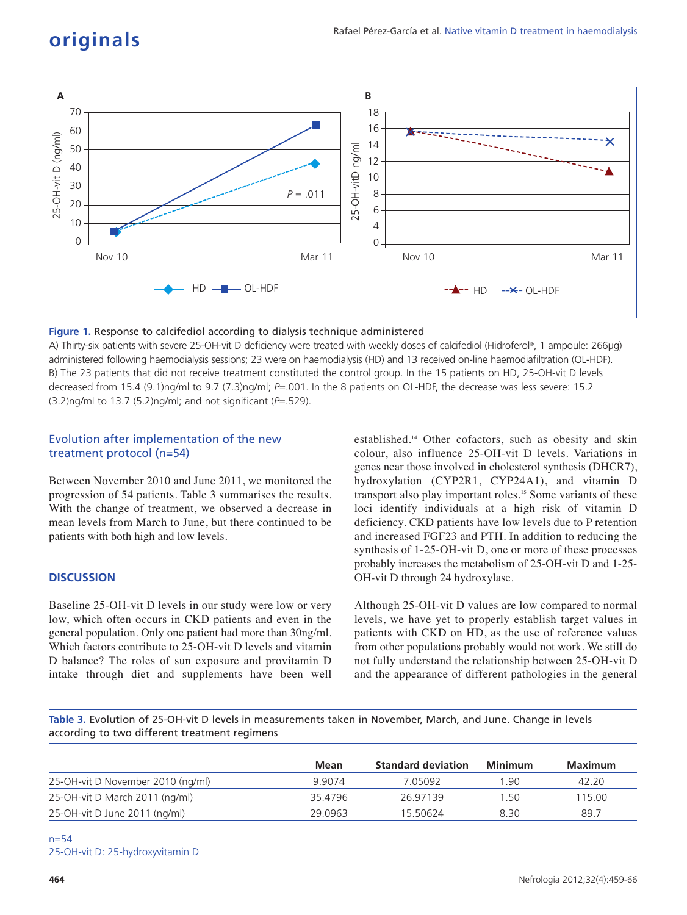**Figure 1.** Response to calcifediol according to dialysis technique administered

A) Thirty-six patients with severe 25-OH-vit D deficiency were treated with weekly doses of calcifediol (Hidroferol®, 1 ampoule: 266μg) administered following haemodialysis sessions; 23 were on haemodialysis (HD) and 13 received on-line haemodiafiltration (OL-HDF).
B) The 23 patients that did not receive treatment constituted the control group. In the 15 patients on HD, 25-OH-vit D levels decreased from 15.4 (9.1)ng/ml to 9.7 (7.3)ng/ml; *P*=.001. In the 8 patients on OL-HDF, the decrease was less severe: 15.2 (3.2)ng/ml to 13.7 (5.2)ng/ml; and not significant (*P*=.529).

### Evolution after implementation of the new treatment protocol (n=54)

Between November 2010 and June 2011, we monitored the progression of 54 patients. Table 3 summarises the results. With the change of treatment, we observed a decrease in mean levels from March to June, but there continued to be patients with both high and low levels.

## DISCUSSION

Baseline 25-OH-vit D levels in our study were low or very low, which often occurs in CKD patients and even in the general population. Only one patient had more than 30ng/ml. Which factors contribute to 25-OH-vit D levels and vitamin D balance? The roles of sun exposure and provitamin D intake through diet and supplements have been well established.[14] Other cofactors, such as obesity and skin colour, also influence 25-OH-vit D levels. Variations in genes near those involved in cholesterol synthesis (DHCR7), hydroxylation (CYP2R1, CYP24A1), and vitamin D transport also play important roles.[15] Some variants of these loci identify individuals at a high risk of vitamin D deficiency. CKD patients have low levels due to P retention and increased FGF23 and PTH. In addition to reducing the synthesis of 1-25-OH-vit D, one or more of these processes probably increases the metabolism of 25-OH-vit D and 1-25-OH-vit D through 24 hydroxylase.

Although 25-OH-vit D values are low compared to normal levels, we have yet to properly establish target values in patients with CKD on HD, as the use of reference values from other populations probably would not work. We still do not fully understand the relationship between 25-OH-vit D and the appearance of different pathologies in the general

**Table 3.** Evolution of 25-OH-vit D levels in measurements taken in November, March, and June. Change in levels according to two different treatment regimens

| | Mean | Standard deviation | Minimum | Maximum |
|---|---|---|---|---|
| 25-OH-vit D November 2010 (ng/ml) | 9.9074 | 7.05092 | 1.90 | 42.20 |
| 25-OH-vit D March 2011 (ng/ml) | 35.4796 | 26.97139 | 1.50 | 115.00 |
| 25-OH-vit D June 2011 (ng/ml) | 29.0963 | 15.50624 | 8.30 | 89.7 |

n=54
25-OH-vit D: 25-hydroxyvitamin D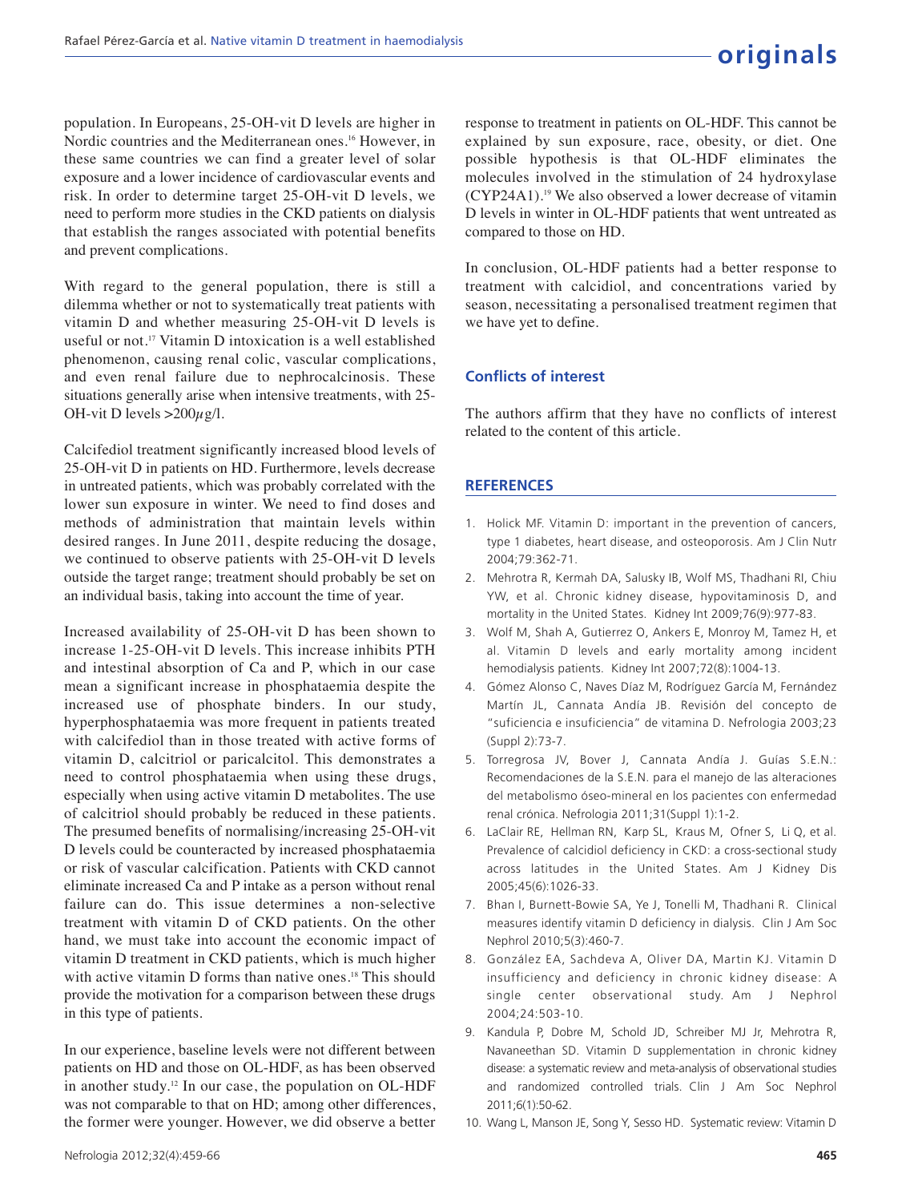population. In Europeans, 25-OH-vit D levels are higher in Nordic countries and the Mediterranean ones.[16] However, in these same countries we can find a greater level of solar exposure and a lower incidence of cardiovascular events and risk. In order to determine target 25-OH-vit D levels, we need to perform more studies in the CKD patients on dialysis that establish the ranges associated with potential benefits and prevent complications.

With regard to the general population, there is still a dilemma whether or not to systematically treat patients with vitamin D and whether measuring 25-OH-vit D levels is useful or not.[17] Vitamin D intoxication is a well established phenomenon, causing renal colic, vascular complications, and even renal failure due to nephrocalcinosis. These situations generally arise when intensive treatments, with 25-OH-vit D levels >200$\mu$g/l.

Calcifediol treatment significantly increased blood levels of 25-OH-vit D in patients on HD. Furthermore, levels decrease in untreated patients, which was probably correlated with the lower sun exposure in winter. We need to find doses and methods of administration that maintain levels within desired ranges. In June 2011, despite reducing the dosage, we continued to observe patients with 25-OH-vit D levels outside the target range; treatment should probably be set on an individual basis, taking into account the time of year.

Increased availability of 25-OH-vit D has been shown to increase 1-25-OH-vit D levels. This increase inhibits PTH and intestinal absorption of Ca and P, which in our case mean a significant increase in phosphataemia despite the increased use of phosphate binders. In our study, hyperphosphataemia was more frequent in patients treated with calcifediol than in those treated with active forms of vitamin D, calcitriol or paricalcitol. This demonstrates a need to control phosphataemia when using these drugs, especially when using active vitamin D metabolites. The use of calcitriol should probably be reduced in these patients. The presumed benefits of normalising/increasing 25-OH-vit D levels could be counteracted by increased phosphataemia or risk of vascular calcification. Patients with CKD cannot eliminate increased Ca and P intake as a person without renal failure can do. This issue determines a non-selective treatment with vitamin D of CKD patients. On the other hand, we must take into account the economic impact of vitamin D treatment in CKD patients, which is much higher with active vitamin D forms than native ones.[18] This should provide the motivation for a comparison between these drugs in this type of patients.

In our experience, baseline levels were not different between patients on HD and those on OL-HDF, as has been observed in another study.[12] In our case, the population on OL-HDF was not comparable to that on HD; among other differences, the former were younger. However, we did observe a better response to treatment in patients on OL-HDF. This cannot be explained by sun exposure, race, obesity, or diet. One possible hypothesis is that OL-HDF eliminates the molecules involved in the stimulation of 24 hydroxylase (CYP24A1).[19] We also observed a lower decrease of vitamin D levels in winter in OL-HDF patients that went untreated as compared to those on HD.

In conclusion, OL-HDF patients had a better response to treatment with calcidiol, and concentrations varied by season, necessitating a personalised treatment regimen that we have yet to define.

## Conflicts of interest

The authors affirm that they have no conflicts of interest related to the content of this article.

## REFERENCES

1. Holick MF. Vitamin D: important in the prevention of cancers, type 1 diabetes, heart disease, and osteoporosis. Am J Clin Nutr 2004;79:362-71.
2. Mehrotra R, Kermah DA, Salusky IB, Wolf MS, Thadhani RI, Chiu YW, et al. Chronic kidney disease, hypovitaminosis D, and mortality in the United States. Kidney Int 2009;76(9):977-83.
3. Wolf M, Shah A, Gutierrez O, Ankers E, Monroy M, Tamez H, et al. Vitamin D levels and early mortality among incident hemodialysis patients. Kidney Int 2007;72(8):1004-13.
4. Gómez Alonso C, Naves Díaz M, Rodríguez García M, Fernández Martín JL, Cannata Andía JB. Revisión del concepto de "suficiencia e insuficiencia" de vitamina D. Nefrologia 2003;23 (Suppl 2):73-7.
5. Torregrosa JV, Bover J, Cannata Andía J. Guías S.E.N.: Recomendaciones de la S.E.N. para el manejo de las alteraciones del metabolismo óseo-mineral en los pacientes con enfermedad renal crónica. Nefrologia 2011;31(Suppl 1):1-2.
6. LaClair RE, Hellman RN, Karp SL, Kraus M, Ofner S, Li Q, et al. Prevalence of calcidiol deficiency in CKD: a cross-sectional study across latitudes in the United States. Am J Kidney Dis 2005;45(6):1026-33.
7. Bhan I, Burnett-Bowie SA, Ye J, Tonelli M, Thadhani R. Clinical measures identify vitamin D deficiency in dialysis. Clin J Am Soc Nephrol 2010;5(3):460-7.
8. González EA, Sachdeva A, Oliver DA, Martin KJ. Vitamin D insufficiency and deficiency in chronic kidney disease: A single center observational study. Am J Nephrol 2004;24:503-10.
9. Kandula P, Dobre M, Schold JD, Schreiber MJ Jr, Mehrotra R, Navaneethan SD. Vitamin D supplementation in chronic kidney disease: a systematic review and meta-analysis of observational studies and randomized controlled trials. Clin J Am Soc Nephrol 2011;6(1):50-62.
10. Wang L, Manson JE, Song Y, Sesso HD. Systematic review: Vitamin D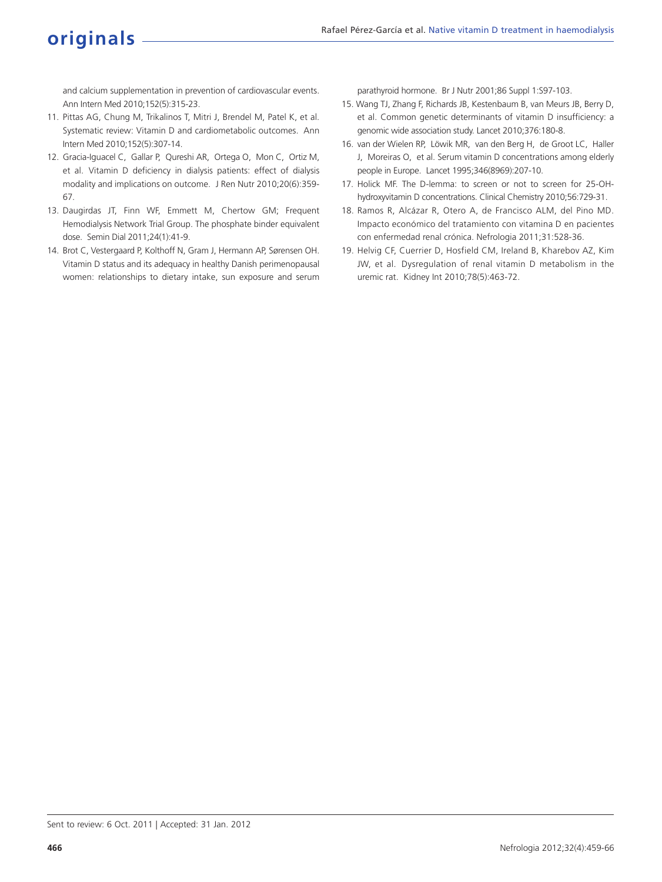and calcium supplementation in prevention of cardiovascular events. Ann Intern Med 2010;152(5):315-23.

11. Pittas AG, Chung M, Trikalinos T, Mitri J, Brendel M, Patel K, et al. Systematic review: Vitamin D and cardiometabolic outcomes. Ann Intern Med 2010;152(5):307-14.
12. Gracia-Iguacel C, Gallar P, Qureshi AR, Ortega O, Mon C, Ortiz M, et al. Vitamin D deficiency in dialysis patients: effect of dialysis modality and implications on outcome. J Ren Nutr 2010;20(6):359-67.
13. Daugirdas JT, Finn WF, Emmett M, Chertow GM; Frequent Hemodialysis Network Trial Group. The phosphate binder equivalent dose. Semin Dial 2011;24(1):41-9.
14. Brot C, Vestergaard P, Kolthoff N, Gram J, Hermann AP, Sørensen OH. Vitamin D status and its adequacy in healthy Danish perimenopausal women: relationships to dietary intake, sun exposure and serum parathyroid hormone. Br J Nutr 2001;86 Suppl 1:S97-103.
15. Wang TJ, Zhang F, Richards JB, Kestenbaum B, van Meurs JB, Berry D, et al. Common genetic determinants of vitamin D insufficiency: a genomic wide association study. Lancet 2010;376:180-8.
16. van der Wielen RP, Löwik MR, van den Berg H, de Groot LC, Haller J, Moreiras O, et al. Serum vitamin D concentrations among elderly people in Europe. Lancet 1995;346(8969):207-10.
17. Holick MF. The D-lemma: to screen or not to screen for 25-OH-hydroxyvitamin D concentrations. Clinical Chemistry 2010;56:729-31.
18. Ramos R, Alcázar R, Otero A, de Francisco ALM, del Pino MD. Impacto económico del tratamiento con vitamina D en pacientes con enfermedad renal crónica. Nefrologia 2011;31:528-36.
19. Helvig CF, Cuerrier D, Hosfield CM, Ireland B, Kharebov AZ, Kim JW, et al. Dysregulation of renal vitamin D metabolism in the uremic rat. Kidney Int 2010;78(5):463-72.

Sent to review: 6 Oct. 2011 | Accepted: 31 Jan. 2012